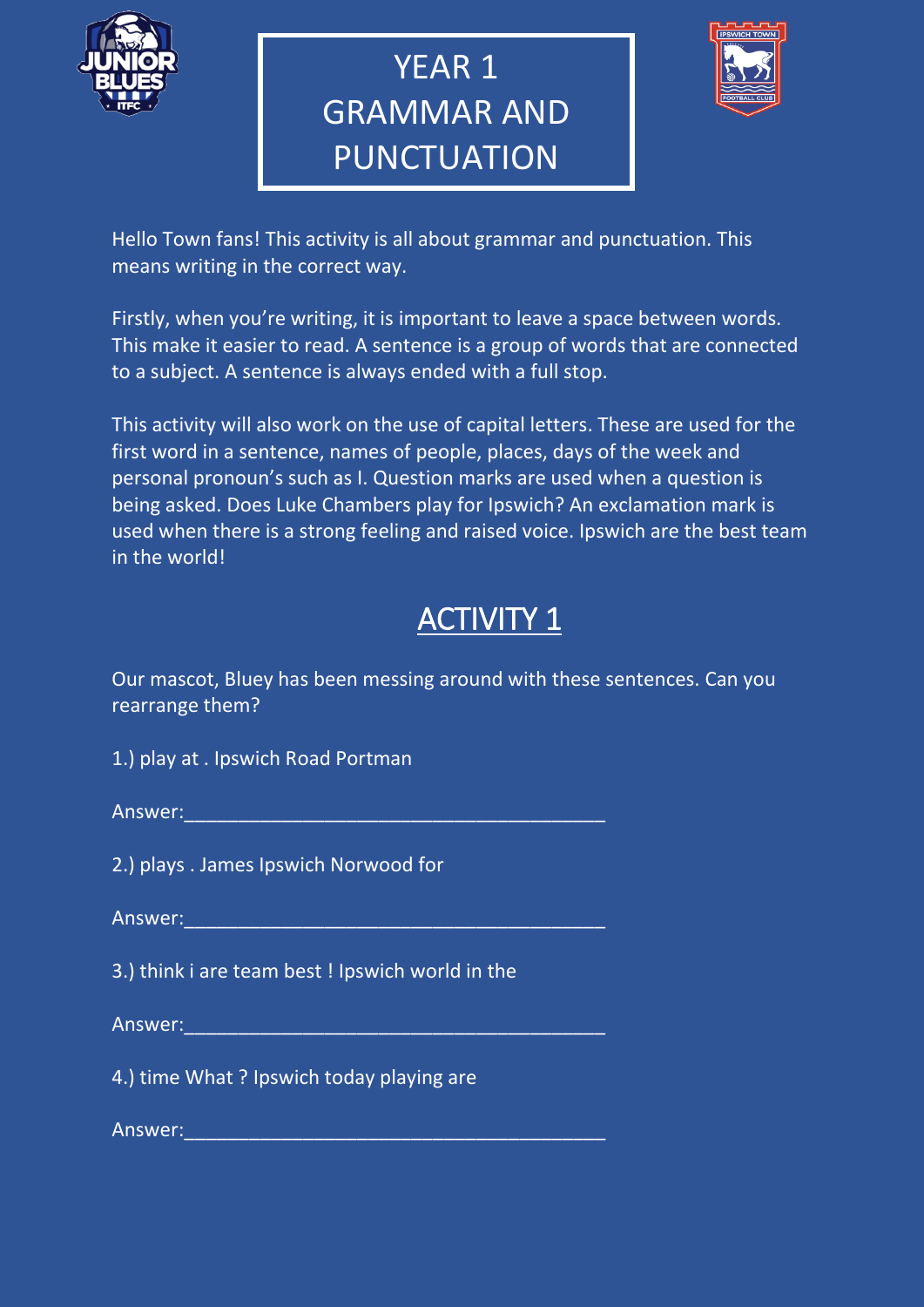# YEAR 1 GRAMMAR AND PUNCTUATION

Hello Town fans! This activity is all about grammar and punctuation. This means writing in the correct way.

Firstly, when you're writing, it is important to leave a space between words. This make it easier to read. A sentence is a group of words that are connected to a subject. A sentence is always ended with a full stop.

This activity will also work on the use of capital letters. These are used for the first word in a sentence, names of people, places, days of the week and personal pronoun's such as I. Question marks are used when a question is being asked. Does Luke Chambers play for Ipswich? An exclamation mark is used when there is a strong feeling and raised voice. Ipswich are the best team in the world!

## ACTIVITY 1

Our mascot, Bluey has been messing around with these sentences. Can you rearrange them?

1.) play at . Ipswich Road Portman

Answer:_______________________________________

2.) plays . James Ipswich Norwood for

Answer:_______________________________________

3.) think i are team best ! Ipswich world in the

Answer:_______________________________________

4.) time What ? Ipswich today playing are

Answer:_______________________________________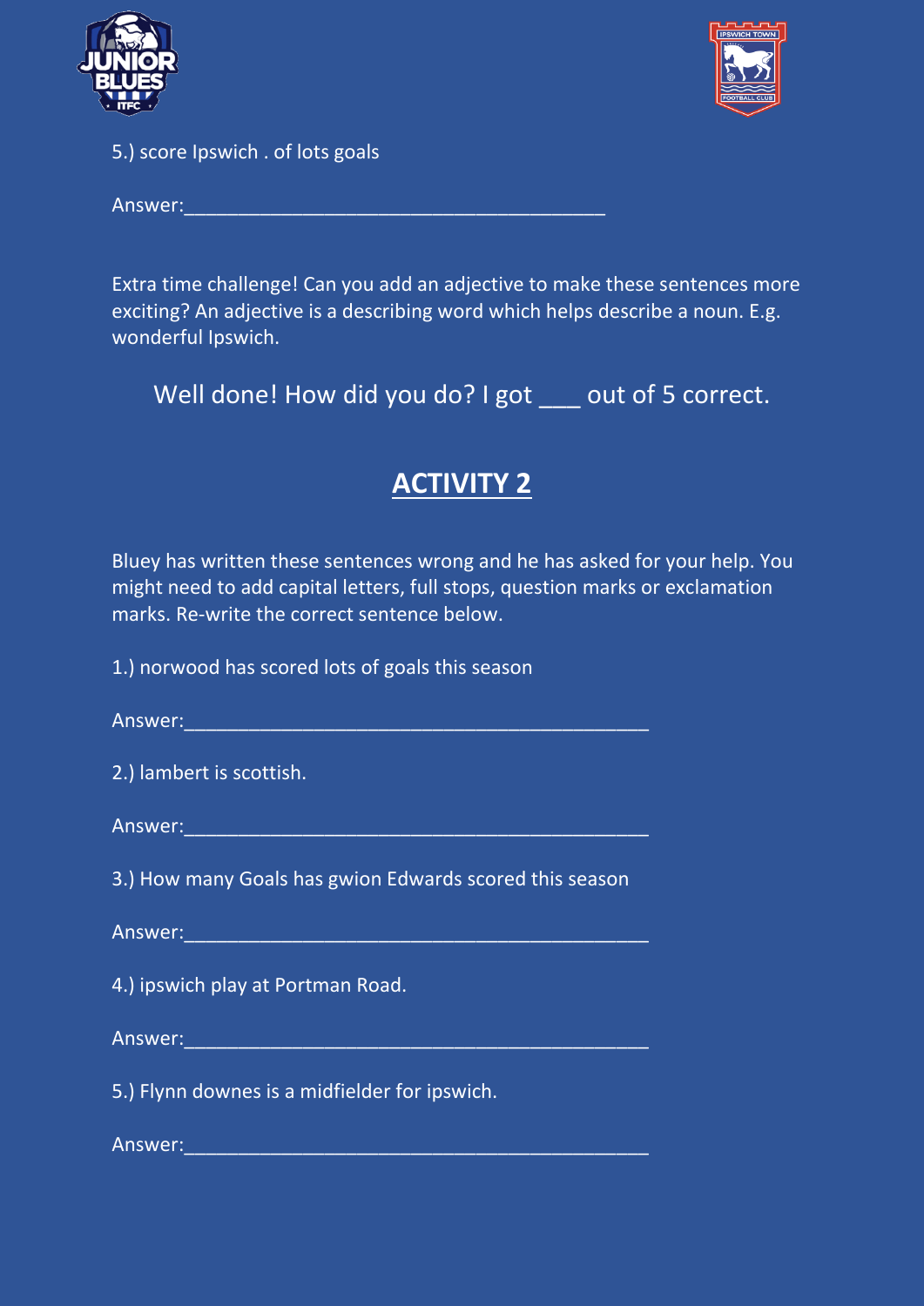5.) score Ipswich . of lots goals

Answer:_______________________________________

Extra time challenge! Can you add an adjective to make these sentences more exciting? An adjective is a describing word which helps describe a noun. E.g. wonderful Ipswich.

Well done! How did you do? I got ___ out of 5 correct.

## ACTIVITY 2

Bluey has written these sentences wrong and he has asked for your help. You might need to add capital letters, full stops, question marks or exclamation marks. Re-write the correct sentence below.

1.) norwood has scored lots of goals this season

Answer:___________________________________________

2.) lambert is scottish.

Answer:___________________________________________

3.) How many Goals has gwion Edwards scored this season

Answer:___________________________________________

4.) ipswich play at Portman Road.

Answer:___________________________________________

5.) Flynn downes is a midfielder for ipswich.

Answer:___________________________________________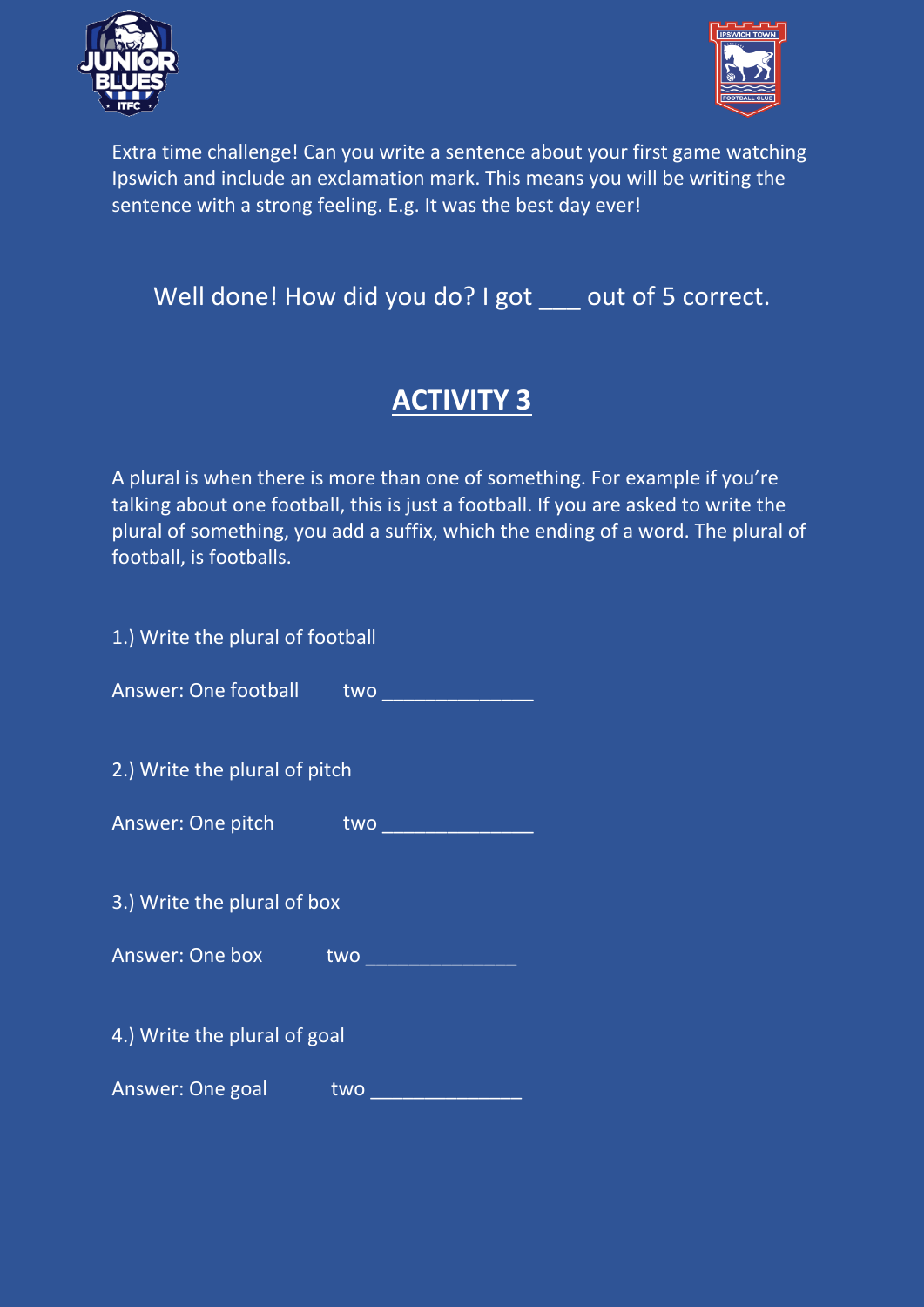Extra time challenge! Can you write a sentence about your first game watching Ipswich and include an exclamation mark. This means you will be writing the sentence with a strong feeling. E.g. It was the best day ever!

Well done! How did you do? I got ___ out of 5 correct.

## ACTIVITY 3

A plural is when there is more than one of something. For example if you're talking about one football, this is just a football. If you are asked to write the plural of something, you add a suffix, which the ending of a word. The plural of football, is footballs.

1.) Write the plural of football

Answer: One football     two ______________

2.) Write the plural of pitch

Answer: One pitch     two ______________

3.) Write the plural of box

Answer: One box     two ______________

4.) Write the plural of goal

Answer: One goal     two ______________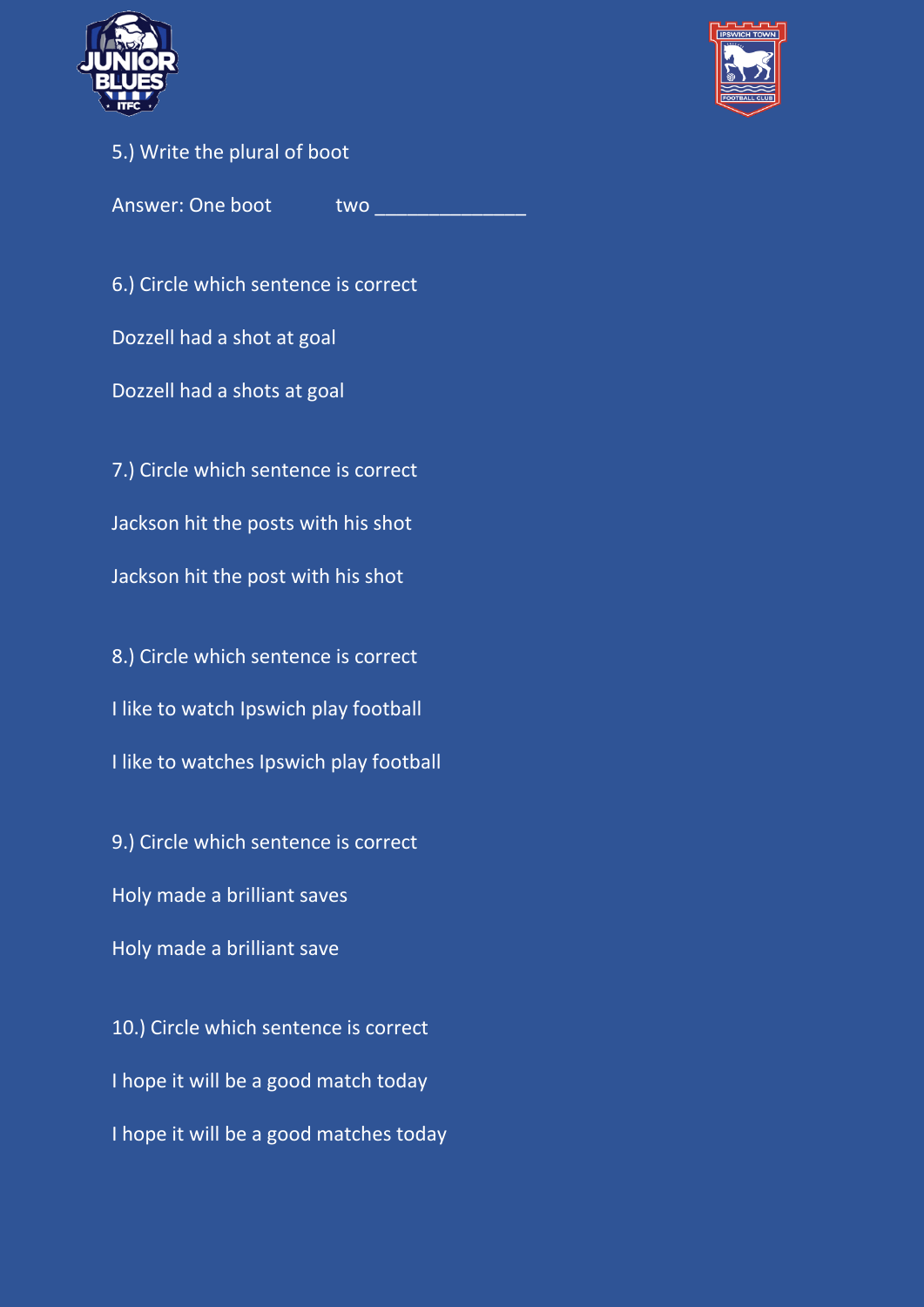5.) Write the plural of boot

Answer: One boot two ______________

6.) Circle which sentence is correct

Dozzell had a shot at goal

Dozzell had a shots at goal

7.) Circle which sentence is correct

Jackson hit the posts with his shot

Jackson hit the post with his shot

8.) Circle which sentence is correct

I like to watch Ipswich play football

I like to watches Ipswich play football

9.) Circle which sentence is correct

Holy made a brilliant saves

Holy made a brilliant save

10.) Circle which sentence is correct

I hope it will be a good match today

I hope it will be a good matches today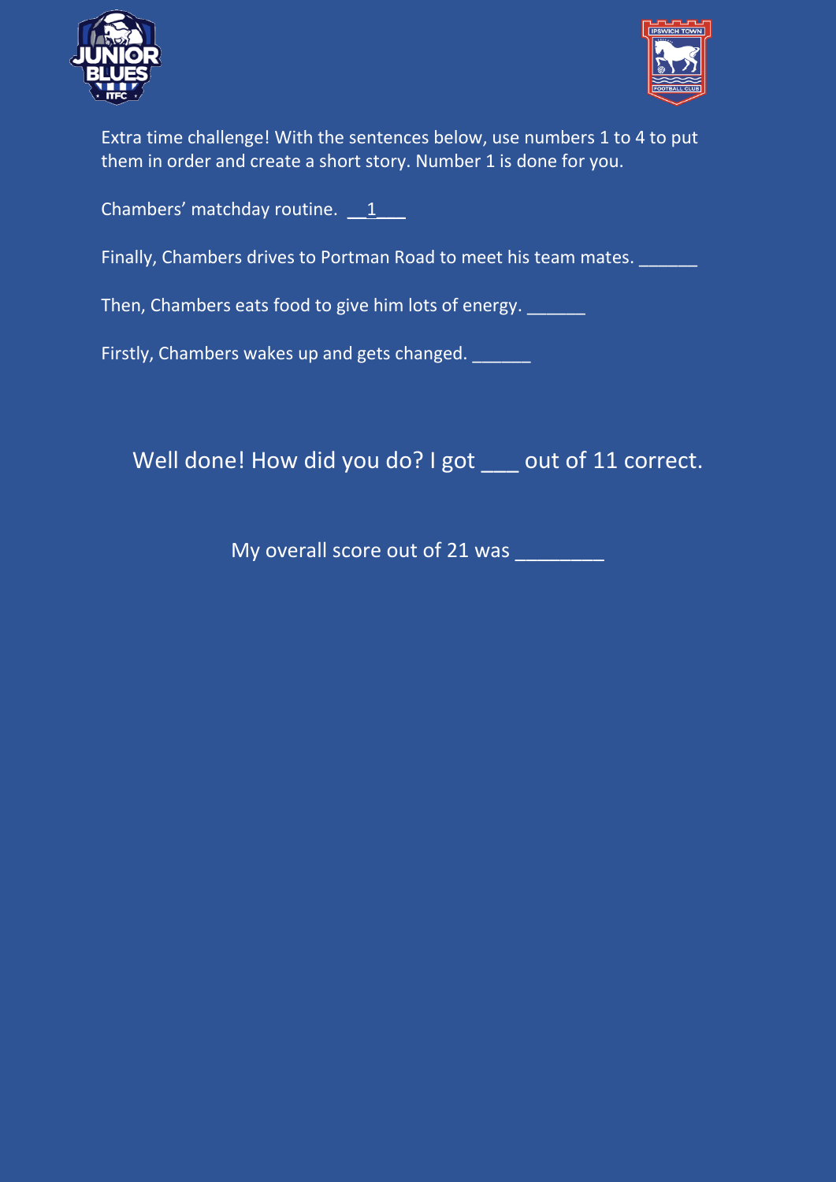Extra time challenge! With the sentences below, use numbers 1 to 4 to put them in order and create a short story. Number 1 is done for you.

Chambers' matchday routine. __1___

Finally, Chambers drives to Portman Road to meet his team mates. ______

Then, Chambers eats food to give him lots of energy. ______

Firstly, Chambers wakes up and gets changed. ______

Well done! How did you do? I got ___ out of 11 correct.

My overall score out of 21 was ________